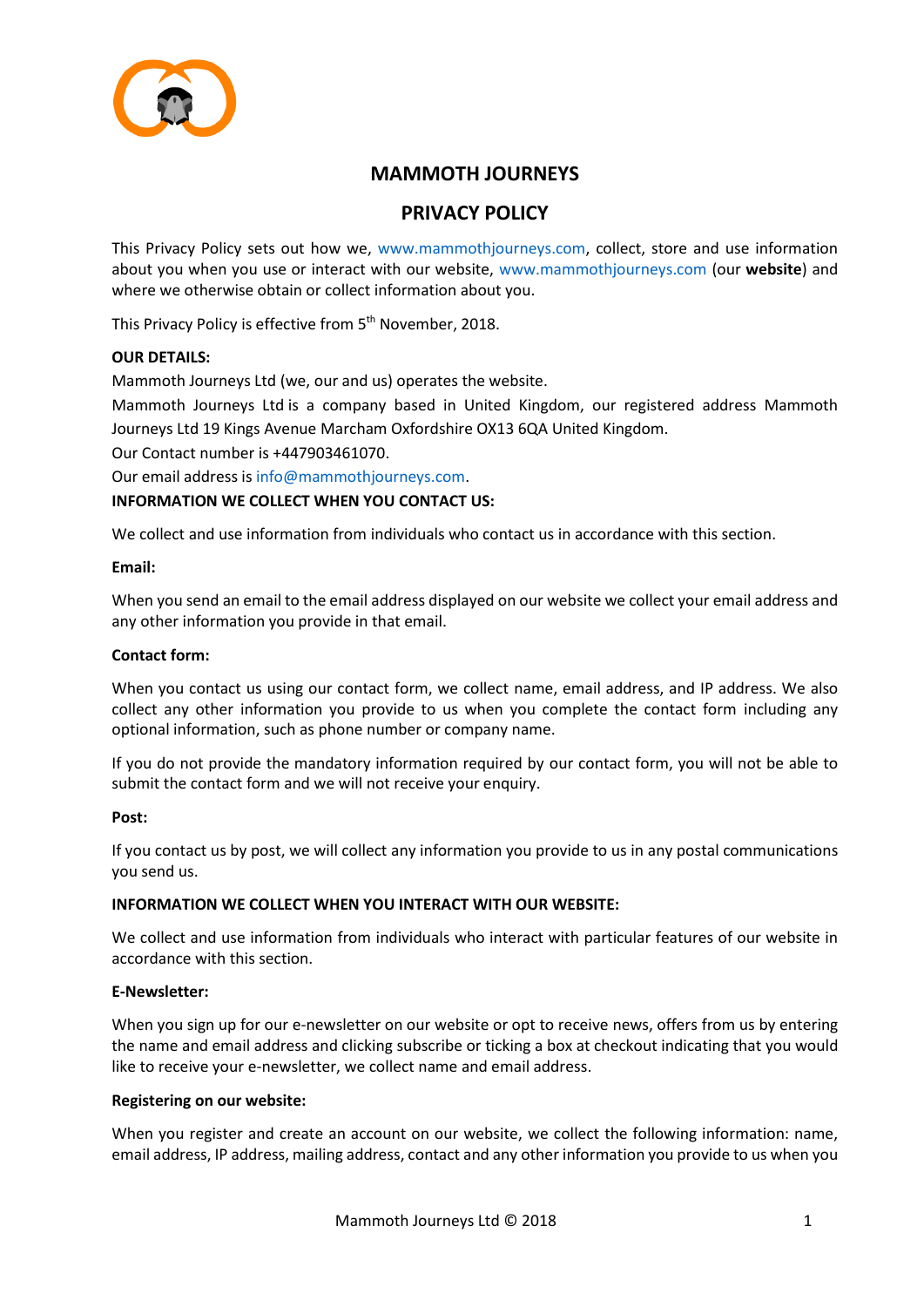# MAMMOTH JOURNEYS

## PRIVACY POLICY

This Privacy Policy sets out how we, www.mammothjourneys.com, collect, store and use information about you when you use or interact with our website, www.mammothjourneys.com (our **website**) and where we otherwise obtain or collect information about you.

This Privacy Policy is effective from 5th November, 2018.

**OUR DETAILS:**

Mammoth Journeys Ltd (we, our and us) operates the website.

Mammoth Journeys Ltd is a company based in United Kingdom, our registered address Mammoth Journeys Ltd 19 Kings Avenue Marcham Oxfordshire OX13 6QA United Kingdom.

Our Contact number is +447903461070.

Our email address is info@mammothjourneys.com.

**INFORMATION WE COLLECT WHEN YOU CONTACT US:**

We collect and use information from individuals who contact us in accordance with this section.

**Email:**

When you send an email to the email address displayed on our website we collect your email address and any other information you provide in that email.

**Contact form:**

When you contact us using our contact form, we collect name, email address, and IP address. We also collect any other information you provide to us when you complete the contact form including any optional information, such as phone number or company name.

If you do not provide the mandatory information required by our contact form, you will not be able to submit the contact form and we will not receive your enquiry.

**Post:**

If you contact us by post, we will collect any information you provide to us in any postal communications you send us.

**INFORMATION WE COLLECT WHEN YOU INTERACT WITH OUR WEBSITE:**

We collect and use information from individuals who interact with particular features of our website in accordance with this section.

**E-Newsletter:**

When you sign up for our e-newsletter on our website or opt to receive news, offers from us by entering the name and email address and clicking subscribe or ticking a box at checkout indicating that you would like to receive your e-newsletter, we collect name and email address.

**Registering on our website:**

When you register and create an account on our website, we collect the following information: name, email address, IP address, mailing address, contact and any other information you provide to us when you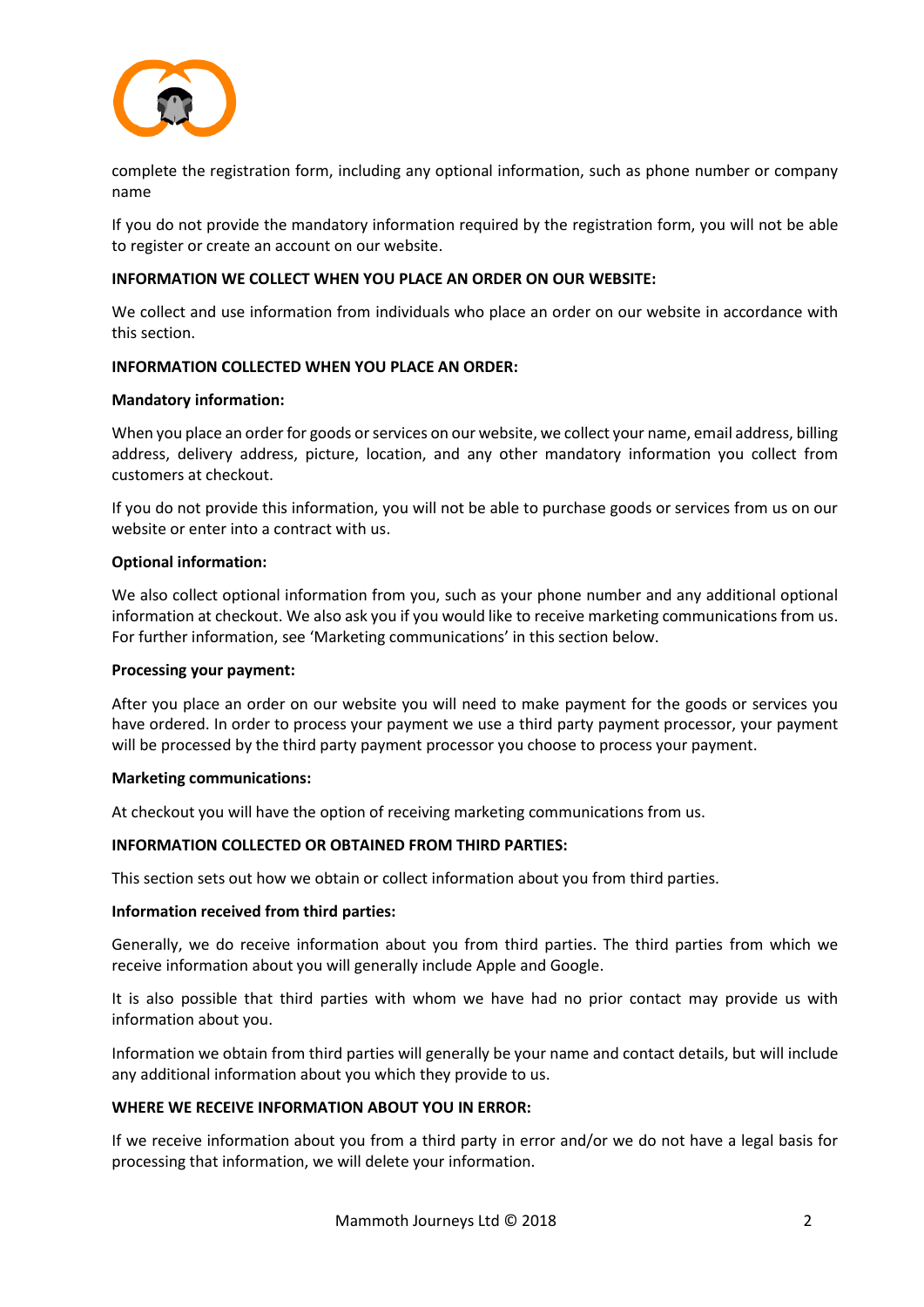complete the registration form, including any optional information, such as phone number or company name

If you do not provide the mandatory information required by the registration form, you will not be able to register or create an account on our website.

**INFORMATION WE COLLECT WHEN YOU PLACE AN ORDER ON OUR WEBSITE:**

We collect and use information from individuals who place an order on our website in accordance with this section.

**INFORMATION COLLECTED WHEN YOU PLACE AN ORDER:**

**Mandatory information:**

When you place an order for goods or services on our website, we collect your name, email address, billing address, delivery address, picture, location, and any other mandatory information you collect from customers at checkout.

If you do not provide this information, you will not be able to purchase goods or services from us on our website or enter into a contract with us.

**Optional information:**

We also collect optional information from you, such as your phone number and any additional optional information at checkout. We also ask you if you would like to receive marketing communications from us. For further information, see 'Marketing communications' in this section below.

**Processing your payment:**

After you place an order on our website you will need to make payment for the goods or services you have ordered. In order to process your payment we use a third party payment processor, your payment will be processed by the third party payment processor you choose to process your payment.

**Marketing communications:**

At checkout you will have the option of receiving marketing communications from us.

**INFORMATION COLLECTED OR OBTAINED FROM THIRD PARTIES:**

This section sets out how we obtain or collect information about you from third parties.

**Information received from third parties:**

Generally, we do receive information about you from third parties. The third parties from which we receive information about you will generally include Apple and Google.

It is also possible that third parties with whom we have had no prior contact may provide us with information about you.

Information we obtain from third parties will generally be your name and contact details, but will include any additional information about you which they provide to us.

**WHERE WE RECEIVE INFORMATION ABOUT YOU IN ERROR:**

If we receive information about you from a third party in error and/or we do not have a legal basis for processing that information, we will delete your information.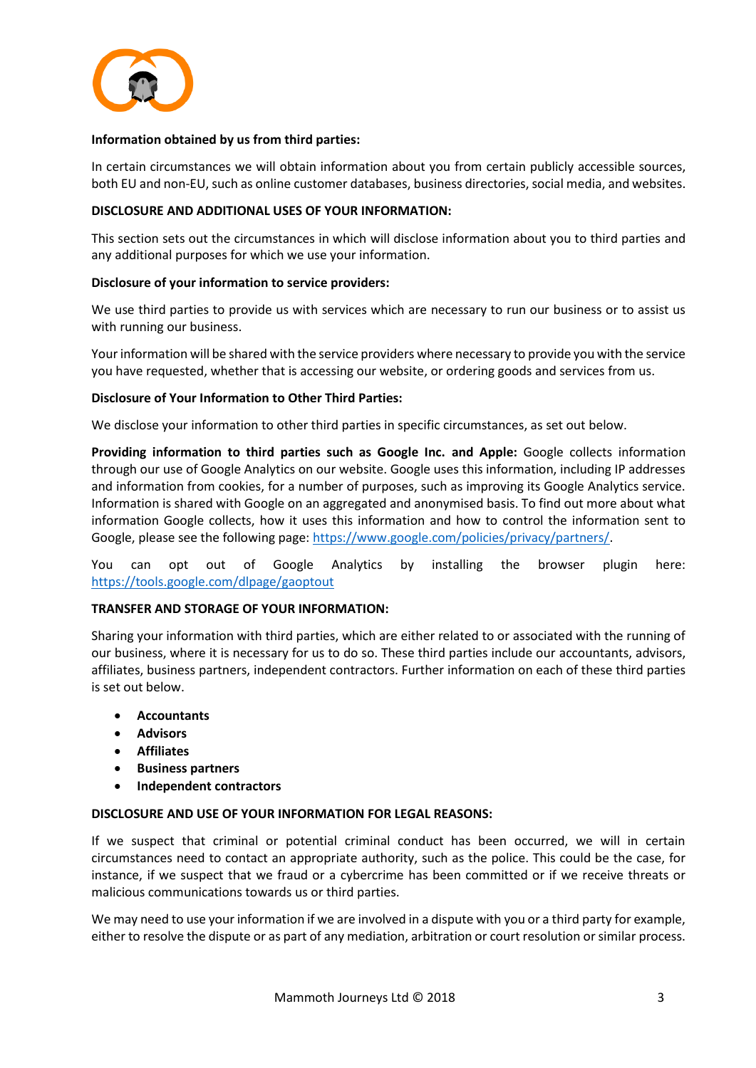**Information obtained by us from third parties:**

In certain circumstances we will obtain information about you from certain publicly accessible sources, both EU and non-EU, such as online customer databases, business directories, social media, and websites.

**DISCLOSURE AND ADDITIONAL USES OF YOUR INFORMATION:**

This section sets out the circumstances in which will disclose information about you to third parties and any additional purposes for which we use your information.

**Disclosure of your information to service providers:**

We use third parties to provide us with services which are necessary to run our business or to assist us with running our business.

Your information will be shared with the service providers where necessary to provide you with the service you have requested, whether that is accessing our website, or ordering goods and services from us.

**Disclosure of Your Information to Other Third Parties:**

We disclose your information to other third parties in specific circumstances, as set out below.

**Providing information to third parties such as Google Inc. and Apple:** Google collects information through our use of Google Analytics on our website. Google uses this information, including IP addresses and information from cookies, for a number of purposes, such as improving its Google Analytics service. Information is shared with Google on an aggregated and anonymised basis. To find out more about what information Google collects, how it uses this information and how to control the information sent to Google, please see the following page: https://www.google.com/policies/privacy/partners/.

You can opt out of Google Analytics by installing the browser plugin here: https://tools.google.com/dlpage/gaoptout

**TRANSFER AND STORAGE OF YOUR INFORMATION:**

Sharing your information with third parties, which are either related to or associated with the running of our business, where it is necessary for us to do so. These third parties include our accountants, advisors, affiliates, business partners, independent contractors. Further information on each of these third parties is set out below.

- **Accountants**
- **Advisors**
- **Affiliates**
- **Business partners**
- **Independent contractors**

**DISCLOSURE AND USE OF YOUR INFORMATION FOR LEGAL REASONS:**

If we suspect that criminal or potential criminal conduct has been occurred, we will in certain circumstances need to contact an appropriate authority, such as the police. This could be the case, for instance, if we suspect that we fraud or a cybercrime has been committed or if we receive threats or malicious communications towards us or third parties.

We may need to use your information if we are involved in a dispute with you or a third party for example, either to resolve the dispute or as part of any mediation, arbitration or court resolution or similar process.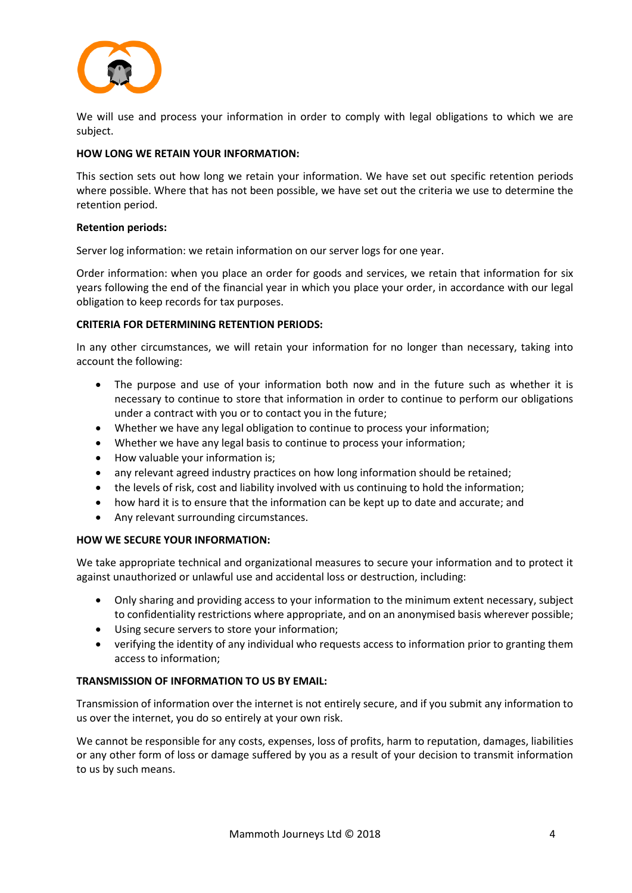We will use and process your information in order to comply with legal obligations to which we are subject.

**HOW LONG WE RETAIN YOUR INFORMATION:**

This section sets out how long we retain your information. We have set out specific retention periods where possible. Where that has not been possible, we have set out the criteria we use to determine the retention period.

**Retention periods:**

Server log information: we retain information on our server logs for one year.

Order information: when you place an order for goods and services, we retain that information for six years following the end of the financial year in which you place your order, in accordance with our legal obligation to keep records for tax purposes.

**CRITERIA FOR DETERMINING RETENTION PERIODS:**

In any other circumstances, we will retain your information for no longer than necessary, taking into account the following:

- The purpose and use of your information both now and in the future such as whether it is necessary to continue to store that information in order to continue to perform our obligations under a contract with you or to contact you in the future;
- Whether we have any legal obligation to continue to process your information;
- Whether we have any legal basis to continue to process your information;
- How valuable your information is;
- any relevant agreed industry practices on how long information should be retained;
- the levels of risk, cost and liability involved with us continuing to hold the information;
- how hard it is to ensure that the information can be kept up to date and accurate; and
- Any relevant surrounding circumstances.

**HOW WE SECURE YOUR INFORMATION:**

We take appropriate technical and organizational measures to secure your information and to protect it against unauthorized or unlawful use and accidental loss or destruction, including:

- Only sharing and providing access to your information to the minimum extent necessary, subject to confidentiality restrictions where appropriate, and on an anonymised basis wherever possible;
- Using secure servers to store your information;
- verifying the identity of any individual who requests access to information prior to granting them access to information;

**TRANSMISSION OF INFORMATION TO US BY EMAIL:**

Transmission of information over the internet is not entirely secure, and if you submit any information to us over the internet, you do so entirely at your own risk.

We cannot be responsible for any costs, expenses, loss of profits, harm to reputation, damages, liabilities or any other form of loss or damage suffered by you as a result of your decision to transmit information to us by such means.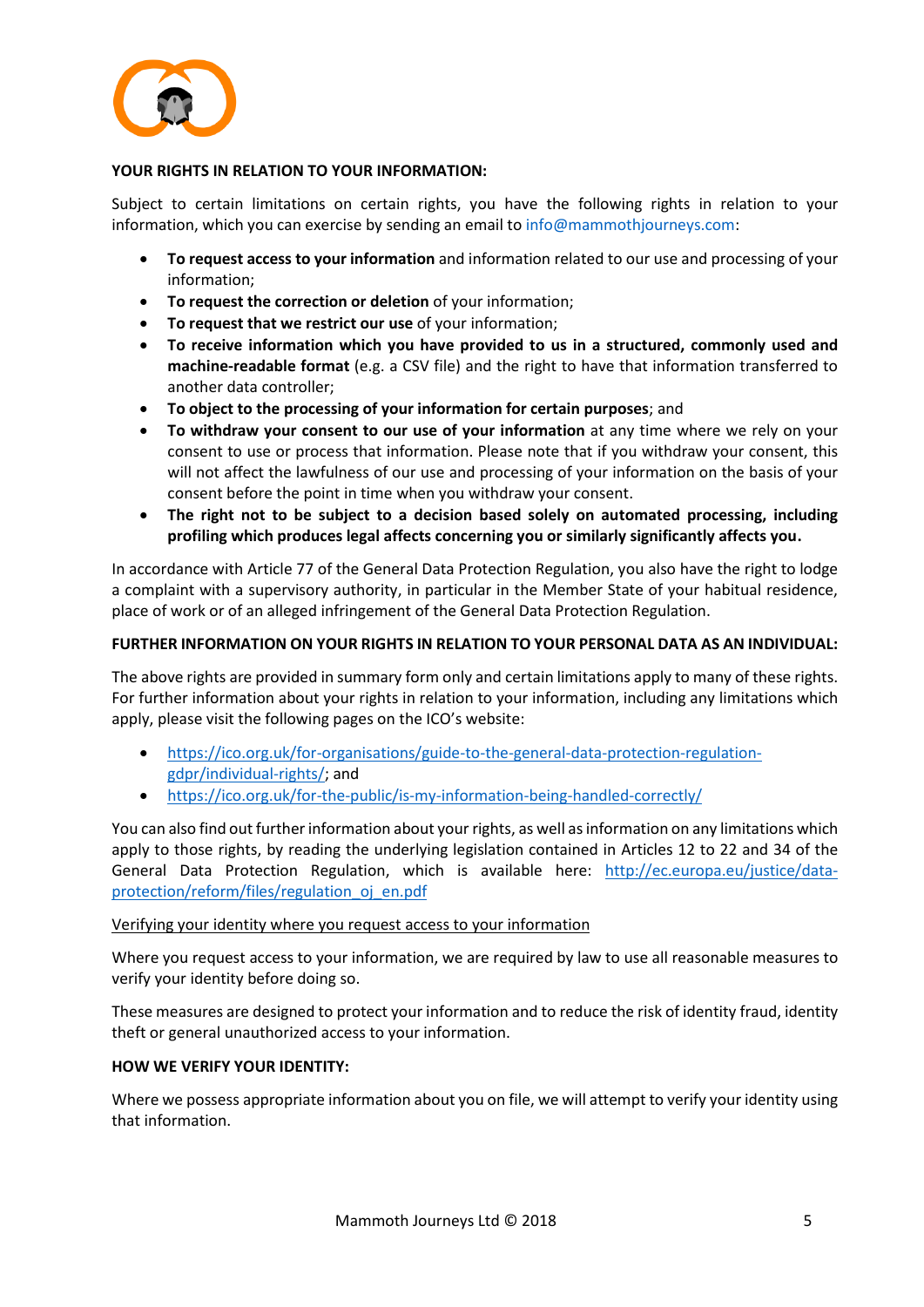**YOUR RIGHTS IN RELATION TO YOUR INFORMATION:**

Subject to certain limitations on certain rights, you have the following rights in relation to your information, which you can exercise by sending an email to info@mammothjourneys.com:

- **To request access to your information** and information related to our use and processing of your information;
- **To request the correction or deletion** of your information;
- **To request that we restrict our use** of your information;
- **To receive information which you have provided to us in a structured, commonly used and machine-readable format** (e.g. a CSV file) and the right to have that information transferred to another data controller;
- **To object to the processing of your information for certain purposes**; and
- **To withdraw your consent to our use of your information** at any time where we rely on your consent to use or process that information. Please note that if you withdraw your consent, this will not affect the lawfulness of our use and processing of your information on the basis of your consent before the point in time when you withdraw your consent.
- **The right not to be subject to a decision based solely on automated processing, including profiling which produces legal affects concerning you or similarly significantly affects you.**

In accordance with Article 77 of the General Data Protection Regulation, you also have the right to lodge a complaint with a supervisory authority, in particular in the Member State of your habitual residence, place of work or of an alleged infringement of the General Data Protection Regulation.

**FURTHER INFORMATION ON YOUR RIGHTS IN RELATION TO YOUR PERSONAL DATA AS AN INDIVIDUAL:**

The above rights are provided in summary form only and certain limitations apply to many of these rights. For further information about your rights in relation to your information, including any limitations which apply, please visit the following pages on the ICO's website:

- https://ico.org.uk/for-organisations/guide-to-the-general-data-protection-regulation-gdpr/individual-rights/; and
- https://ico.org.uk/for-the-public/is-my-information-being-handled-correctly/

You can also find out further information about your rights, as well as information on any limitations which apply to those rights, by reading the underlying legislation contained in Articles 12 to 22 and 34 of the General Data Protection Regulation, which is available here: http://ec.europa.eu/justice/data-protection/reform/files/regulation_oj_en.pdf

Verifying your identity where you request access to your information

Where you request access to your information, we are required by law to use all reasonable measures to verify your identity before doing so.

These measures are designed to protect your information and to reduce the risk of identity fraud, identity theft or general unauthorized access to your information.

**HOW WE VERIFY YOUR IDENTITY:**

Where we possess appropriate information about you on file, we will attempt to verify your identity using that information.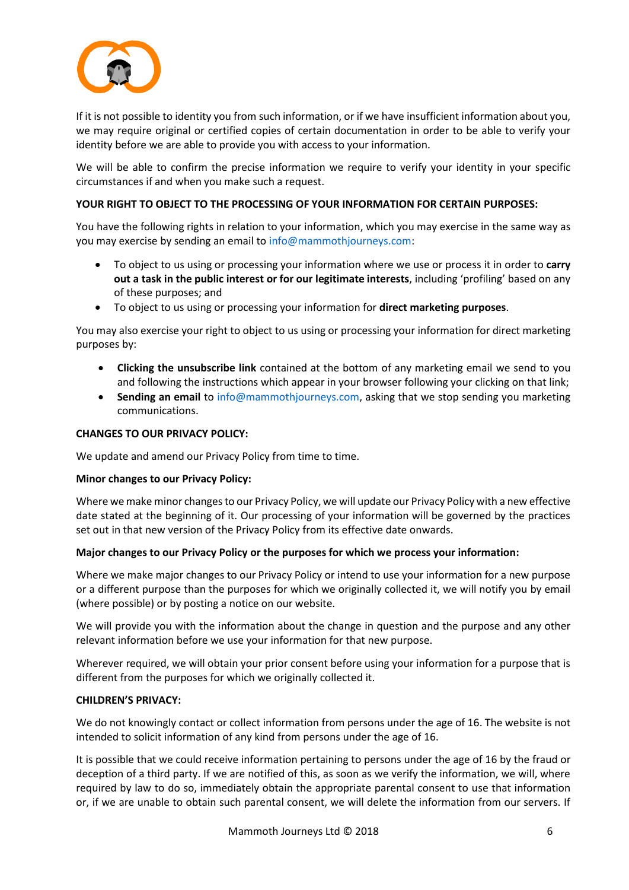If it is not possible to identity you from such information, or if we have insufficient information about you, we may require original or certified copies of certain documentation in order to be able to verify your identity before we are able to provide you with access to your information.

We will be able to confirm the precise information we require to verify your identity in your specific circumstances if and when you make such a request.

**YOUR RIGHT TO OBJECT TO THE PROCESSING OF YOUR INFORMATION FOR CERTAIN PURPOSES:**

You have the following rights in relation to your information, which you may exercise in the same way as you may exercise by sending an email to info@mammothjourneys.com:

- To object to us using or processing your information where we use or process it in order to **carry out a task in the public interest or for our legitimate interests**, including 'profiling' based on any of these purposes; and
- To object to us using or processing your information for **direct marketing purposes**.

You may also exercise your right to object to us using or processing your information for direct marketing purposes by:

- **Clicking the unsubscribe link** contained at the bottom of any marketing email we send to you and following the instructions which appear in your browser following your clicking on that link;
- **Sending an email** to info@mammothjourneys.com, asking that we stop sending you marketing communications.

**CHANGES TO OUR PRIVACY POLICY:**

We update and amend our Privacy Policy from time to time.

**Minor changes to our Privacy Policy:**

Where we make minor changes to our Privacy Policy, we will update our Privacy Policy with a new effective date stated at the beginning of it. Our processing of your information will be governed by the practices set out in that new version of the Privacy Policy from its effective date onwards.

**Major changes to our Privacy Policy or the purposes for which we process your information:**

Where we make major changes to our Privacy Policy or intend to use your information for a new purpose or a different purpose than the purposes for which we originally collected it, we will notify you by email (where possible) or by posting a notice on our website.

We will provide you with the information about the change in question and the purpose and any other relevant information before we use your information for that new purpose.

Wherever required, we will obtain your prior consent before using your information for a purpose that is different from the purposes for which we originally collected it.

**CHILDREN'S PRIVACY:**

We do not knowingly contact or collect information from persons under the age of 16. The website is not intended to solicit information of any kind from persons under the age of 16.

It is possible that we could receive information pertaining to persons under the age of 16 by the fraud or deception of a third party. If we are notified of this, as soon as we verify the information, we will, where required by law to do so, immediately obtain the appropriate parental consent to use that information or, if we are unable to obtain such parental consent, we will delete the information from our servers. If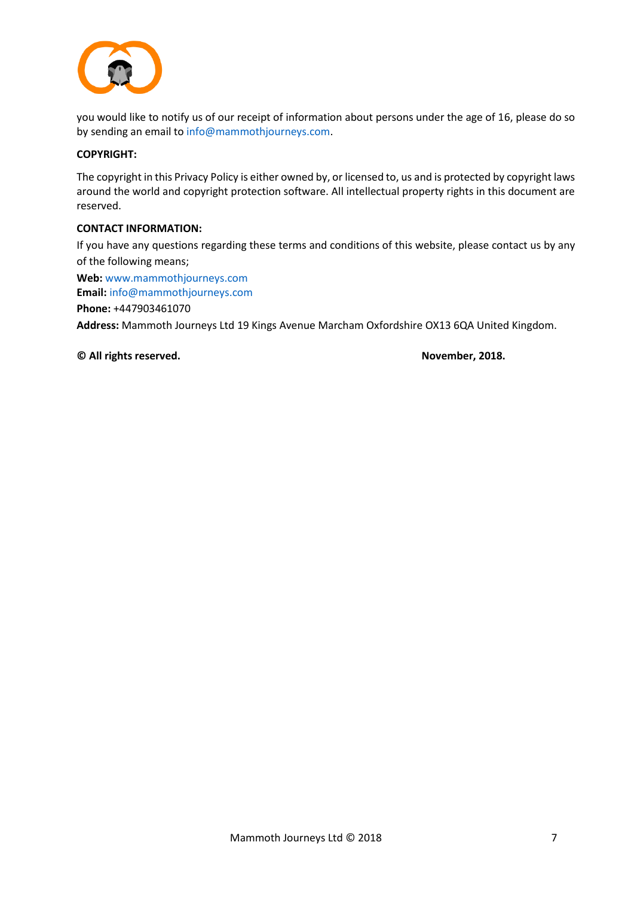you would like to notify us of our receipt of information about persons under the age of 16, please do so by sending an email to info@mammothjourneys.com.

**COPYRIGHT:**

The copyright in this Privacy Policy is either owned by, or licensed to, us and is protected by copyright laws around the world and copyright protection software. All intellectual property rights in this document are reserved.

**CONTACT INFORMATION:**

If you have any questions regarding these terms and conditions of this website, please contact us by any of the following means;

**Web:** www.mammothjourneys.com
**Email:** info@mammothjourneys.com
**Phone:** +447903461070
**Address:** Mammoth Journeys Ltd 19 Kings Avenue Marcham Oxfordshire OX13 6QA United Kingdom.

**© All rights reserved.** **November, 2018.**